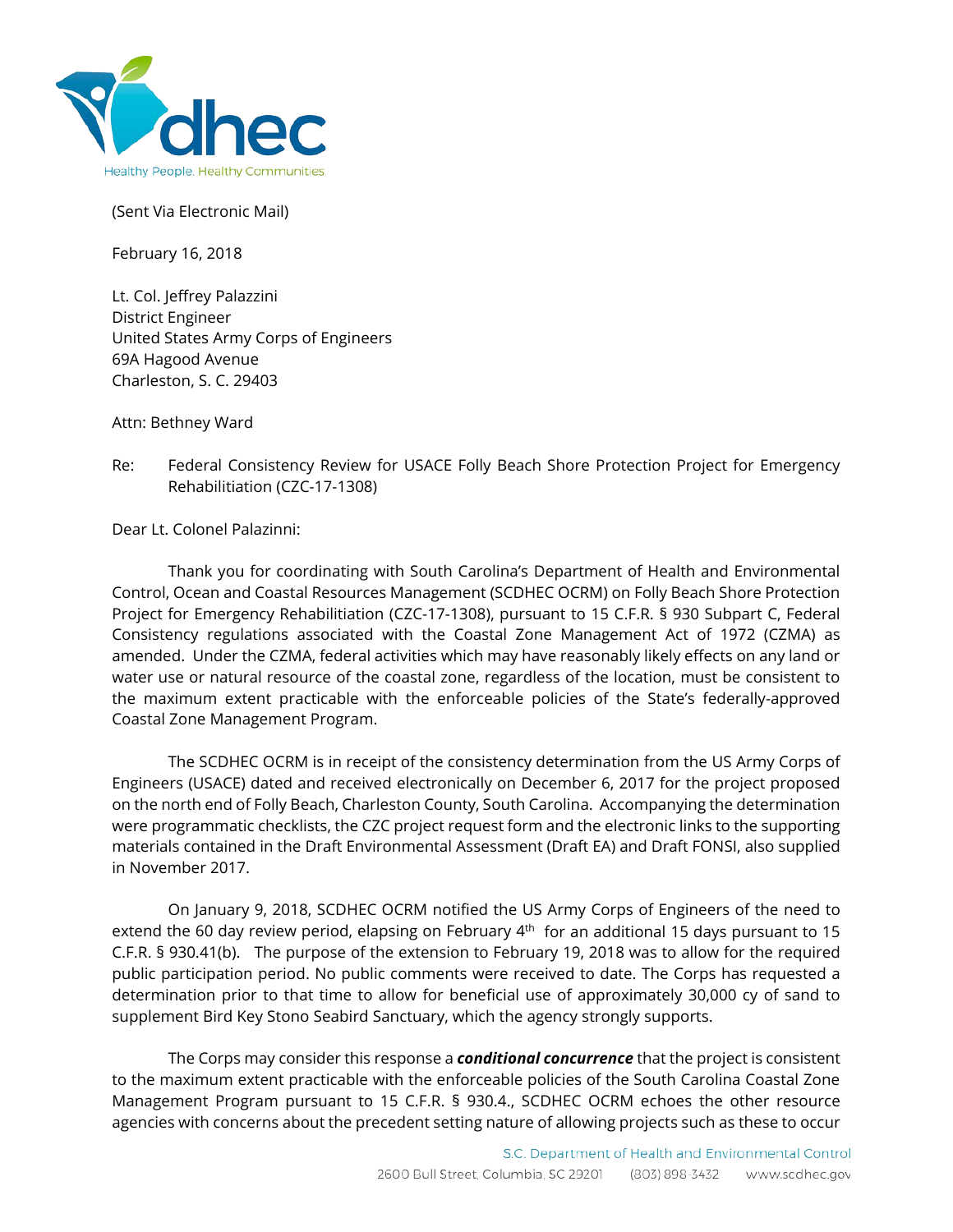(Sent Via Electronic Mail)

February 16, 2018

Lt. Col. Jeffrey Palazzini
District Engineer
United States Army Corps of Engineers
69A Hagood Avenue
Charleston, S. C. 29403

Attn: Bethney Ward

Re: Federal Consistency Review for USACE Folly Beach Shore Protection Project for Emergency Rehabilitiation (CZC-17-1308)

Dear Lt. Colonel Palazinni:

Thank you for coordinating with South Carolina's Department of Health and Environmental Control, Ocean and Coastal Resources Management (SCDHEC OCRM) on Folly Beach Shore Protection Project for Emergency Rehabilitiation (CZC-17-1308), pursuant to 15 C.F.R. § 930 Subpart C, Federal Consistency regulations associated with the Coastal Zone Management Act of 1972 (CZMA) as amended. Under the CZMA, federal activities which may have reasonably likely effects on any land or water use or natural resource of the coastal zone, regardless of the location, must be consistent to the maximum extent practicable with the enforceable policies of the State's federally-approved Coastal Zone Management Program.

The SCDHEC OCRM is in receipt of the consistency determination from the US Army Corps of Engineers (USACE) dated and received electronically on December 6, 2017 for the project proposed on the north end of Folly Beach, Charleston County, South Carolina. Accompanying the determination were programmatic checklists, the CZC project request form and the electronic links to the supporting materials contained in the Draft Environmental Assessment (Draft EA) and Draft FONSI, also supplied in November 2017.

On January 9, 2018, SCDHEC OCRM notified the US Army Corps of Engineers of the need to extend the 60 day review period, elapsing on February 4th for an additional 15 days pursuant to 15 C.F.R. § 930.41(b). The purpose of the extension to February 19, 2018 was to allow for the required public participation period. No public comments were received to date. The Corps has requested a determination prior to that time to allow for beneficial use of approximately 30,000 cy of sand to supplement Bird Key Stono Seabird Sanctuary, which the agency strongly supports.

The Corps may consider this response a ***conditional concurrence*** that the project is consistent to the maximum extent practicable with the enforceable policies of the South Carolina Coastal Zone Management Program pursuant to 15 C.F.R. § 930.4., SCDHEC OCRM echoes the other resource agencies with concerns about the precedent setting nature of allowing projects such as these to occur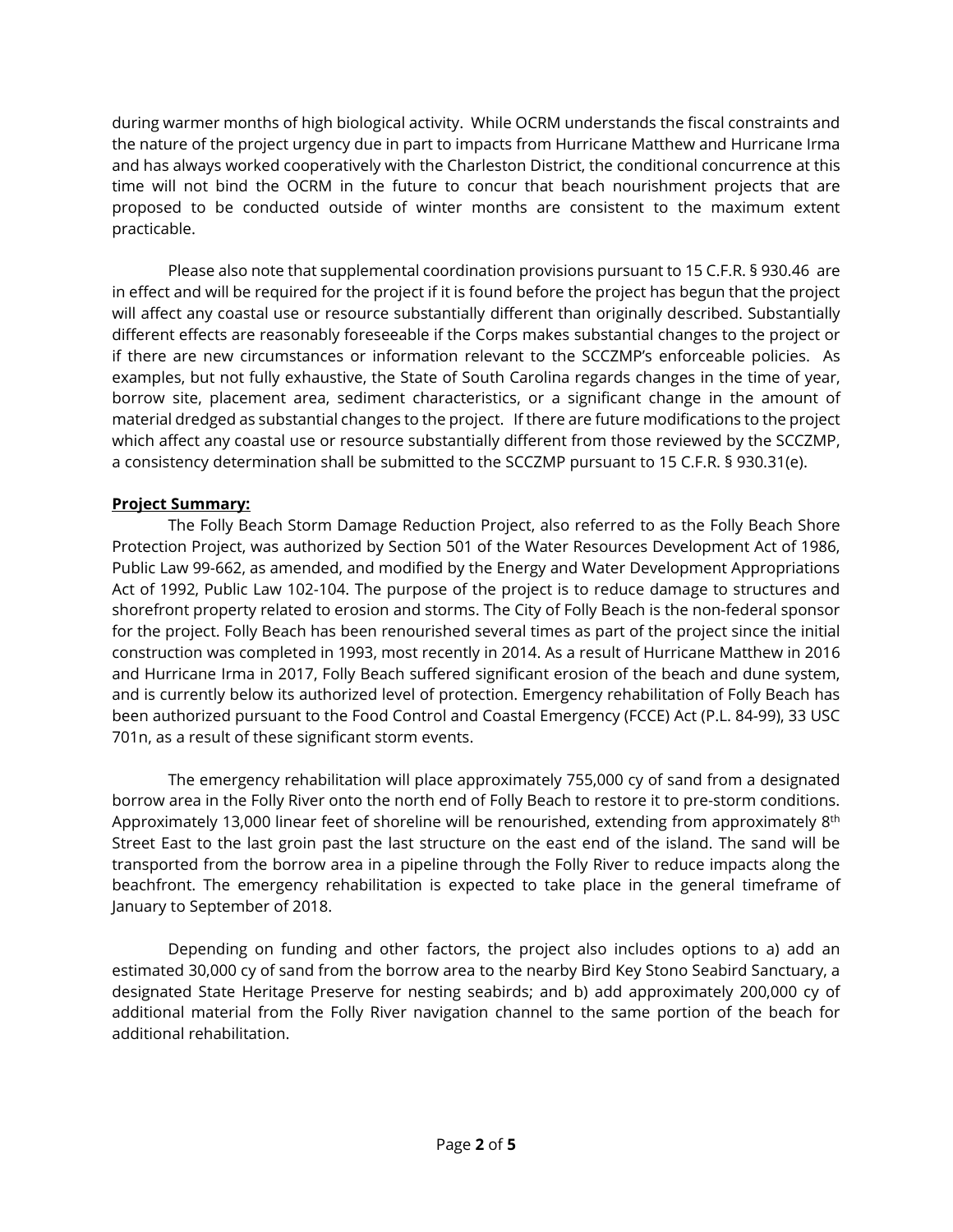during warmer months of high biological activity. While OCRM understands the fiscal constraints and the nature of the project urgency due in part to impacts from Hurricane Matthew and Hurricane Irma and has always worked cooperatively with the Charleston District, the conditional concurrence at this time will not bind the OCRM in the future to concur that beach nourishment projects that are proposed to be conducted outside of winter months are consistent to the maximum extent practicable.

Please also note that supplemental coordination provisions pursuant to 15 C.F.R. § 930.46 are in effect and will be required for the project if it is found before the project has begun that the project will affect any coastal use or resource substantially different than originally described. Substantially different effects are reasonably foreseeable if the Corps makes substantial changes to the project or if there are new circumstances or information relevant to the SCCZMP's enforceable policies. As examples, but not fully exhaustive, the State of South Carolina regards changes in the time of year, borrow site, placement area, sediment characteristics, or a significant change in the amount of material dredged as substantial changes to the project. If there are future modifications to the project which affect any coastal use or resource substantially different from those reviewed by the SCCZMP, a consistency determination shall be submitted to the SCCZMP pursuant to 15 C.F.R. § 930.31(e).

**Project Summary:**

The Folly Beach Storm Damage Reduction Project, also referred to as the Folly Beach Shore Protection Project, was authorized by Section 501 of the Water Resources Development Act of 1986, Public Law 99-662, as amended, and modified by the Energy and Water Development Appropriations Act of 1992, Public Law 102-104. The purpose of the project is to reduce damage to structures and shorefront property related to erosion and storms. The City of Folly Beach is the non-federal sponsor for the project. Folly Beach has been renourished several times as part of the project since the initial construction was completed in 1993, most recently in 2014. As a result of Hurricane Matthew in 2016 and Hurricane Irma in 2017, Folly Beach suffered significant erosion of the beach and dune system, and is currently below its authorized level of protection. Emergency rehabilitation of Folly Beach has been authorized pursuant to the Food Control and Coastal Emergency (FCCE) Act (P.L. 84-99), 33 USC 701n, as a result of these significant storm events.

The emergency rehabilitation will place approximately 755,000 cy of sand from a designated borrow area in the Folly River onto the north end of Folly Beach to restore it to pre-storm conditions. Approximately 13,000 linear feet of shoreline will be renourished, extending from approximately 8th Street East to the last groin past the last structure on the east end of the island. The sand will be transported from the borrow area in a pipeline through the Folly River to reduce impacts along the beachfront. The emergency rehabilitation is expected to take place in the general timeframe of January to September of 2018.

Depending on funding and other factors, the project also includes options to a) add an estimated 30,000 cy of sand from the borrow area to the nearby Bird Key Stono Seabird Sanctuary, a designated State Heritage Preserve for nesting seabirds; and b) add approximately 200,000 cy of additional material from the Folly River navigation channel to the same portion of the beach for additional rehabilitation.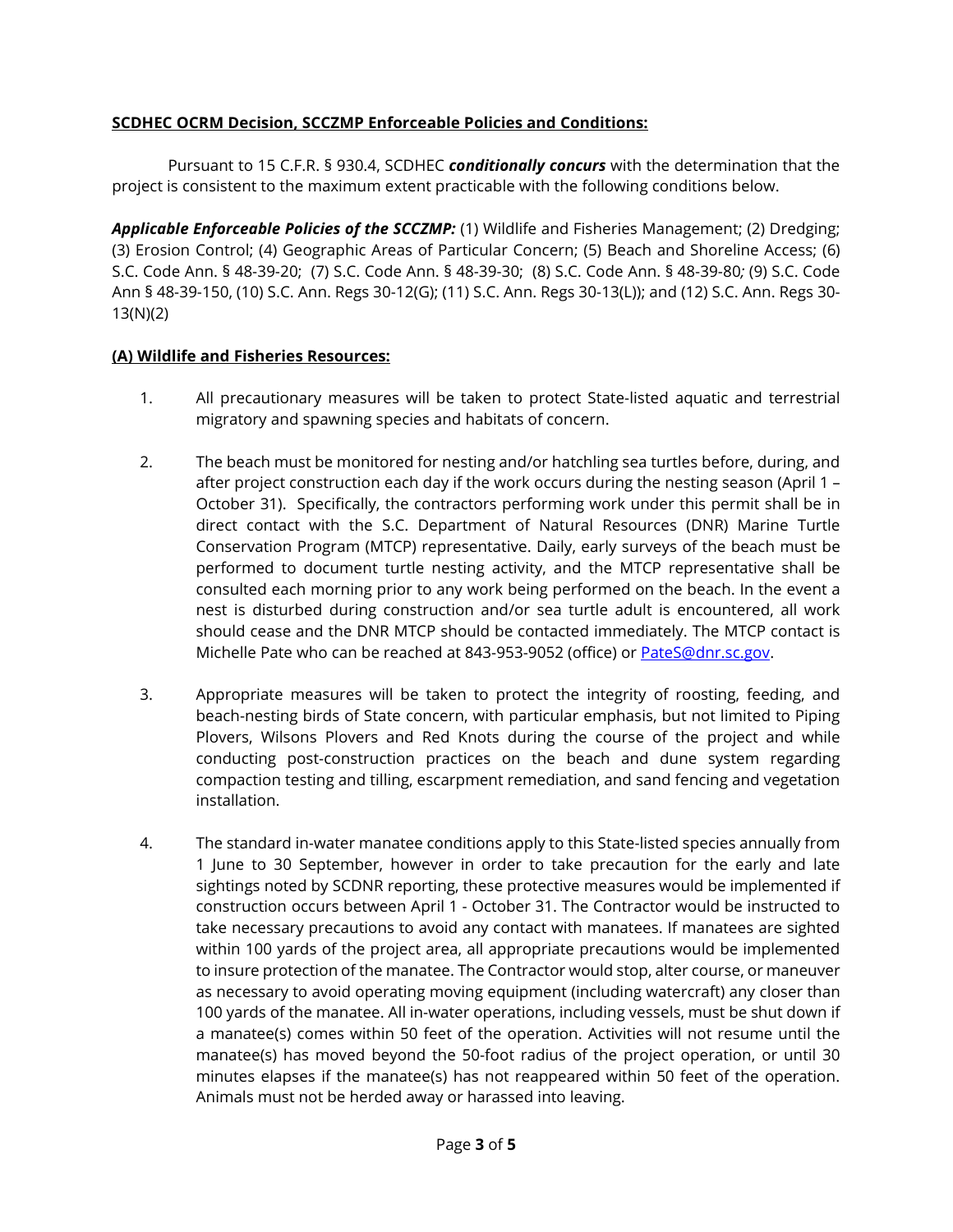**<u>SCDHEC OCRM Decision, SCCZMP Enforceable Policies and Conditions:</u>**

Pursuant to 15 C.F.R. § 930.4, SCDHEC ***conditionally concurs*** with the determination that the project is consistent to the maximum extent practicable with the following conditions below.

***Applicable Enforceable Policies of the SCCZMP:*** (1) Wildlife and Fisheries Management; (2) Dredging; (3) Erosion Control; (4) Geographic Areas of Particular Concern; (5) Beach and Shoreline Access; (6) S.C. Code Ann. § 48-39-20; (7) S.C. Code Ann. § 48-39-30; (8) S.C. Code Ann. § 48-39-80*;* (9) S.C. Code Ann § 48-39-150, (10) S.C. Ann. Regs 30-12(G); (11) S.C. Ann. Regs 30-13(L)); and (12) S.C. Ann. Regs 30-13(N)(2)

**<u>(A) Wildlife and Fisheries Resources:</u>**

1. All precautionary measures will be taken to protect State-listed aquatic and terrestrial migratory and spawning species and habitats of concern.

2. The beach must be monitored for nesting and/or hatchling sea turtles before, during, and after project construction each day if the work occurs during the nesting season (April 1 – October 31). Specifically, the contractors performing work under this permit shall be in direct contact with the S.C. Department of Natural Resources (DNR) Marine Turtle Conservation Program (MTCP) representative. Daily, early surveys of the beach must be performed to document turtle nesting activity, and the MTCP representative shall be consulted each morning prior to any work being performed on the beach. In the event a nest is disturbed during construction and/or sea turtle adult is encountered, all work should cease and the DNR MTCP should be contacted immediately. The MTCP contact is Michelle Pate who can be reached at 843-953-9052 (office) or PateS@dnr.sc.gov.

3. Appropriate measures will be taken to protect the integrity of roosting, feeding, and beach-nesting birds of State concern, with particular emphasis, but not limited to Piping Plovers, Wilsons Plovers and Red Knots during the course of the project and while conducting post-construction practices on the beach and dune system regarding compaction testing and tilling, escarpment remediation, and sand fencing and vegetation installation.

4. The standard in-water manatee conditions apply to this State-listed species annually from 1 June to 30 September, however in order to take precaution for the early and late sightings noted by SCDNR reporting, these protective measures would be implemented if construction occurs between April 1 - October 31. The Contractor would be instructed to take necessary precautions to avoid any contact with manatees. If manatees are sighted within 100 yards of the project area, all appropriate precautions would be implemented to insure protection of the manatee. The Contractor would stop, alter course, or maneuver as necessary to avoid operating moving equipment (including watercraft) any closer than 100 yards of the manatee. All in-water operations, including vessels, must be shut down if a manatee(s) comes within 50 feet of the operation. Activities will not resume until the manatee(s) has moved beyond the 50-foot radius of the project operation, or until 30 minutes elapses if the manatee(s) has not reappeared within 50 feet of the operation. Animals must not be herded away or harassed into leaving.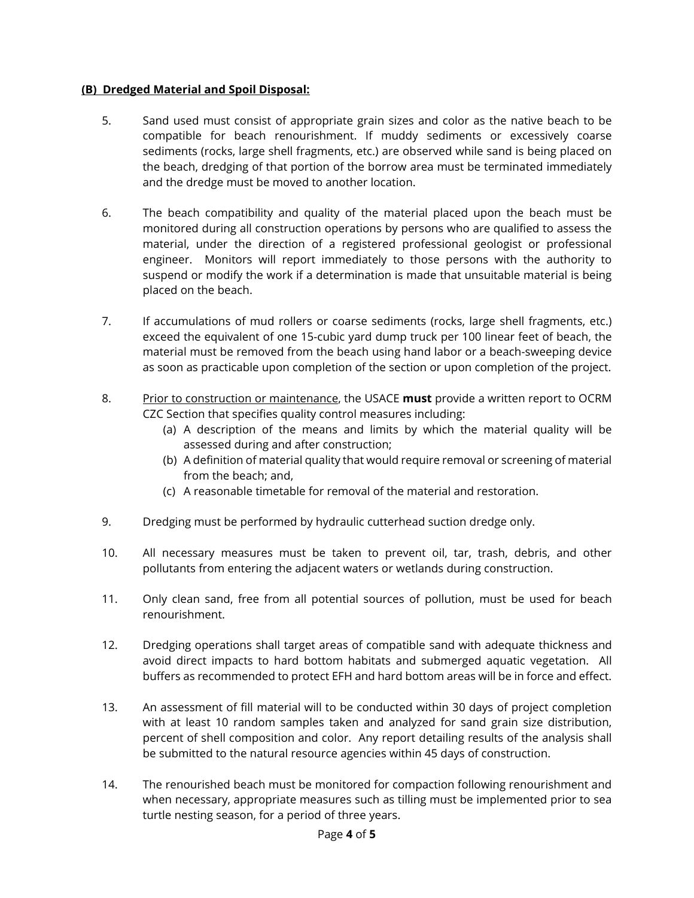**<u>(B) Dredged Material and Spoil Disposal:</u>**

5. Sand used must consist of appropriate grain sizes and color as the native beach to be compatible for beach renourishment. If muddy sediments or excessively coarse sediments (rocks, large shell fragments, etc.) are observed while sand is being placed on the beach, dredging of that portion of the borrow area must be terminated immediately and the dredge must be moved to another location.

6. The beach compatibility and quality of the material placed upon the beach must be monitored during all construction operations by persons who are qualified to assess the material, under the direction of a registered professional geologist or professional engineer. Monitors will report immediately to those persons with the authority to suspend or modify the work if a determination is made that unsuitable material is being placed on the beach.

7. If accumulations of mud rollers or coarse sediments (rocks, large shell fragments, etc.) exceed the equivalent of one 15-cubic yard dump truck per 100 linear feet of beach, the material must be removed from the beach using hand labor or a beach-sweeping device as soon as practicable upon completion of the section or upon completion of the project.

8. <u>Prior to construction or maintenance</u>, the USACE **must** provide a written report to OCRM CZC Section that specifies quality control measures including:
   (a) A description of the means and limits by which the material quality will be assessed during and after construction;
   (b) A definition of material quality that would require removal or screening of material from the beach; and,
   (c) A reasonable timetable for removal of the material and restoration.

9. Dredging must be performed by hydraulic cutterhead suction dredge only.

10. All necessary measures must be taken to prevent oil, tar, trash, debris, and other pollutants from entering the adjacent waters or wetlands during construction.

11. Only clean sand, free from all potential sources of pollution, must be used for beach renourishment.

12. Dredging operations shall target areas of compatible sand with adequate thickness and avoid direct impacts to hard bottom habitats and submerged aquatic vegetation. All buffers as recommended to protect EFH and hard bottom areas will be in force and effect.

13. An assessment of fill material will to be conducted within 30 days of project completion with at least 10 random samples taken and analyzed for sand grain size distribution, percent of shell composition and color. Any report detailing results of the analysis shall be submitted to the natural resource agencies within 45 days of construction.

14. The renourished beach must be monitored for compaction following renourishment and when necessary, appropriate measures such as tilling must be implemented prior to sea turtle nesting season, for a period of three years.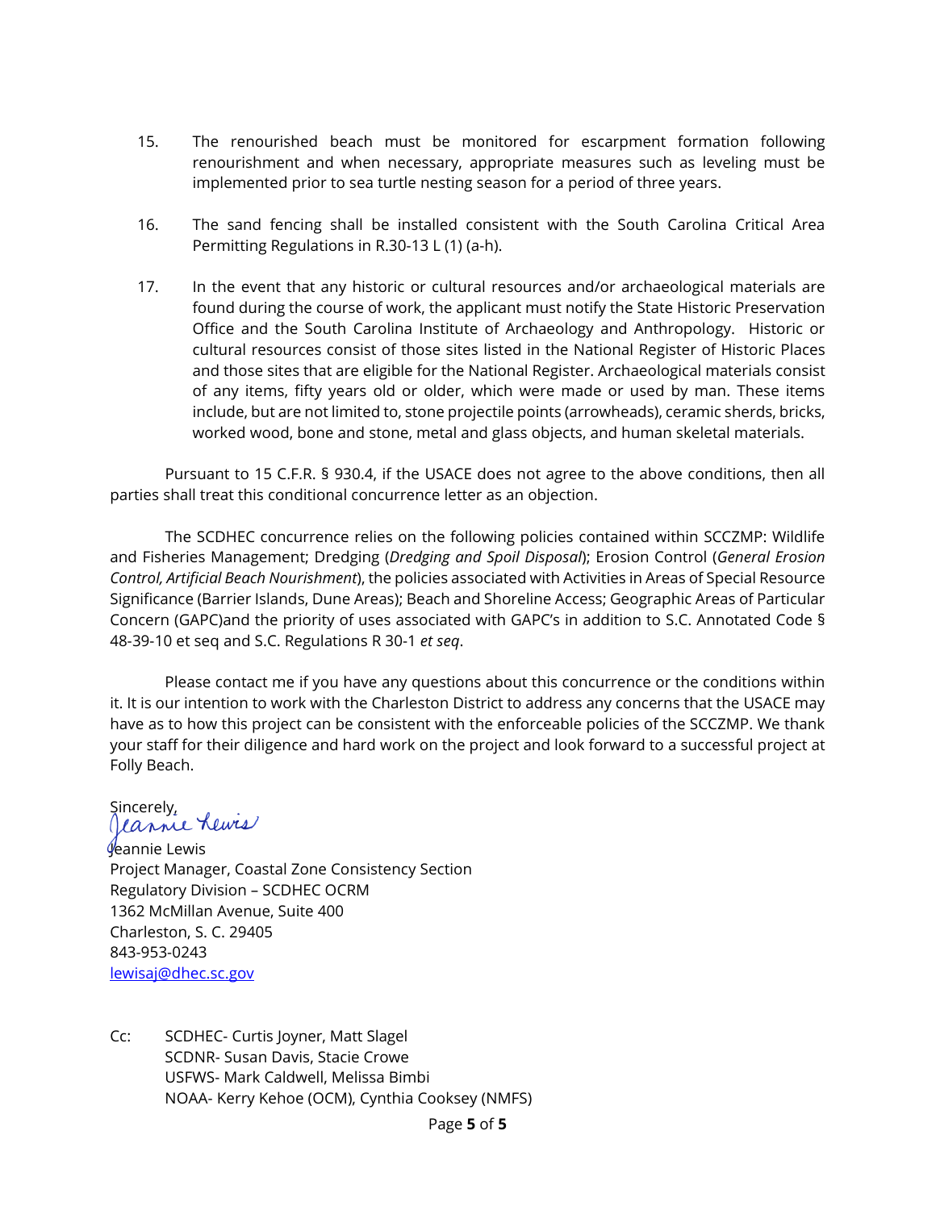15. The renourished beach must be monitored for escarpment formation following renourishment and when necessary, appropriate measures such as leveling must be implemented prior to sea turtle nesting season for a period of three years.

16. The sand fencing shall be installed consistent with the South Carolina Critical Area Permitting Regulations in R.30-13 L (1) (a-h).

17. In the event that any historic or cultural resources and/or archaeological materials are found during the course of work, the applicant must notify the State Historic Preservation Office and the South Carolina Institute of Archaeology and Anthropology. Historic or cultural resources consist of those sites listed in the National Register of Historic Places and those sites that are eligible for the National Register. Archaeological materials consist of any items, fifty years old or older, which were made or used by man. These items include, but are not limited to, stone projectile points (arrowheads), ceramic sherds, bricks, worked wood, bone and stone, metal and glass objects, and human skeletal materials.

Pursuant to 15 C.F.R. § 930.4, if the USACE does not agree to the above conditions, then all parties shall treat this conditional concurrence letter as an objection.

The SCDHEC concurrence relies on the following policies contained within SCCZMP: Wildlife and Fisheries Management; Dredging (*Dredging and Spoil Disposal*); Erosion Control (*General Erosion Control, Artificial Beach Nourishment*), the policies associated with Activities in Areas of Special Resource Significance (Barrier Islands, Dune Areas); Beach and Shoreline Access; Geographic Areas of Particular Concern (GAPC)and the priority of uses associated with GAPC's in addition to S.C. Annotated Code § 48-39-10 et seq and S.C. Regulations R 30-1 *et seq*.

Please contact me if you have any questions about this concurrence or the conditions within it. It is our intention to work with the Charleston District to address any concerns that the USACE may have as to how this project can be consistent with the enforceable policies of the SCCZMP. We thank your staff for their diligence and hard work on the project and look forward to a successful project at Folly Beach.

Sincerely,

Jeannie Lewis

Jeannie Lewis
Project Manager, Coastal Zone Consistency Section
Regulatory Division – SCDHEC OCRM
1362 McMillan Avenue, Suite 400
Charleston, S. C. 29405
843-953-0243
lewisaj@dhec.sc.gov

Cc: SCDHEC- Curtis Joyner, Matt Slagel
SCDNR- Susan Davis, Stacie Crowe
USFWS- Mark Caldwell, Melissa Bimbi
NOAA- Kerry Kehoe (OCM), Cynthia Cooksey (NMFS)